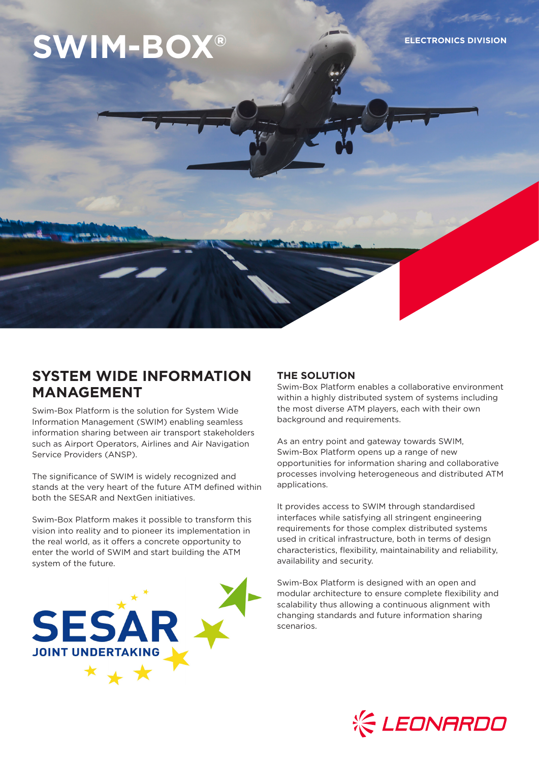# SWIM-BOX®

ELECTRONICS DIVISION

## SYSTEM WIDE INFORMATION MANAGEMENT

Swim-Box Platform is the solution for System Wide Information Management (SWIM) enabling seamless information sharing between air transport stakeholders such as Airport Operators, Airlines and Air Navigation Service Providers (ANSP).

The significance of SWIM is widely recognized and stands at the very heart of the future ATM defined within both the SESAR and NextGen initiatives.

Swim-Box Platform makes it possible to transform this vision into reality and to pioneer its implementation in the real world, as it offers a concrete opportunity to enter the world of SWIM and start building the ATM system of the future.

SESAR JOINT UNDERTAKING

## THE SOLUTION

Swim-Box Platform enables a collaborative environment within a highly distributed system of systems including the most diverse ATM players, each with their own background and requirements.

As an entry point and gateway towards SWIM, Swim-Box Platform opens up a range of new opportunities for information sharing and collaborative processes involving heterogeneous and distributed ATM applications.

It provides access to SWIM through standardised interfaces while satisfying all stringent engineering requirements for those complex distributed systems used in critical infrastructure, both in terms of design characteristics, flexibility, maintainability and reliability, availability and security.

Swim-Box Platform is designed with an open and modular architecture to ensure complete flexibility and scalability thus allowing a continuous alignment with changing standards and future information sharing scenarios.

LEONARDO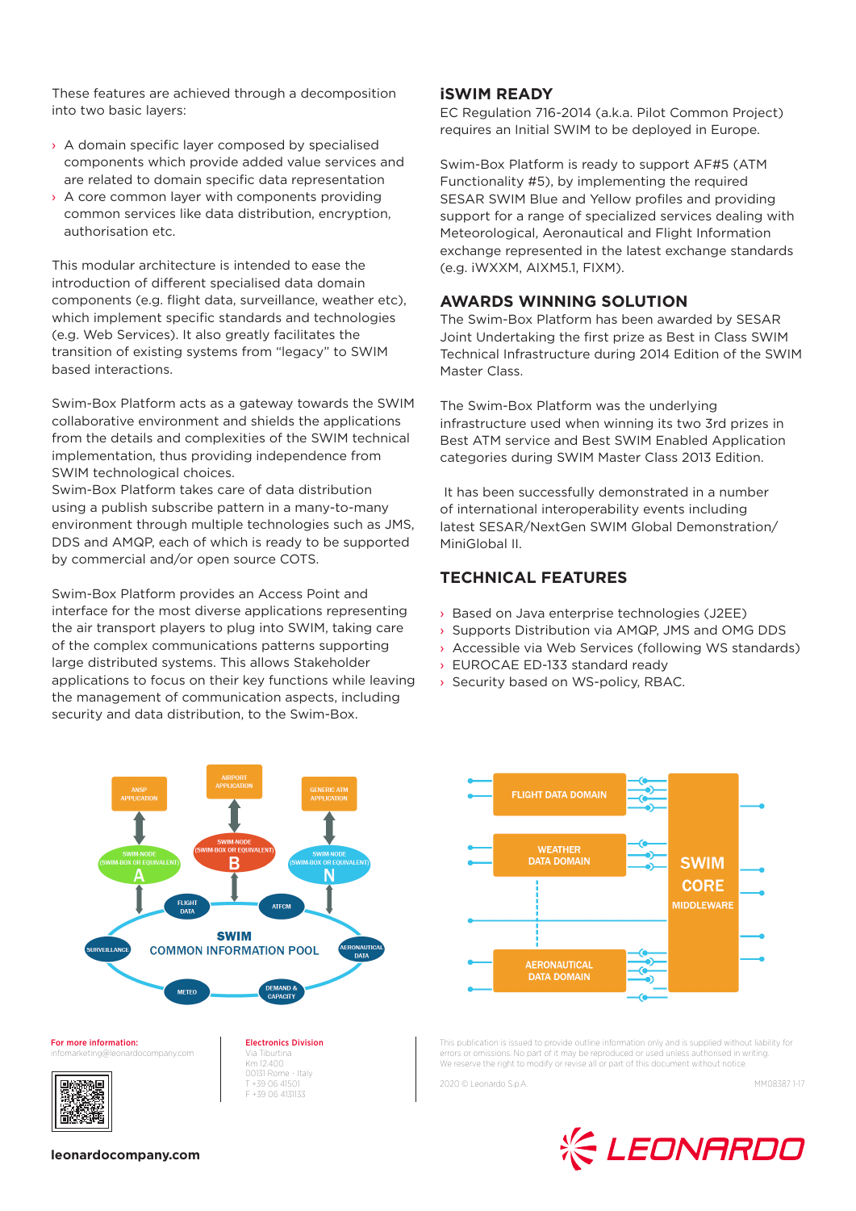These features are achieved through a decomposition into two basic layers:

- A domain specific layer composed by specialised components which provide added value services and are related to domain specific data representation
- A core common layer with components providing common services like data distribution, encryption, authorisation etc.

This modular architecture is intended to ease the introduction of different specialised data domain components (e.g. flight data, surveillance, weather etc), which implement specific standards and technologies (e.g. Web Services). It also greatly facilitates the transition of existing systems from "legacy" to SWIM based interactions.

Swim-Box Platform acts as a gateway towards the SWIM collaborative environment and shields the applications from the details and complexities of the SWIM technical implementation, thus providing independence from SWIM technological choices.
Swim-Box Platform takes care of data distribution using a publish subscribe pattern in a many-to-many environment through multiple technologies such as JMS, DDS and AMQP, each of which is ready to be supported by commercial and/or open source COTS.

Swim-Box Platform provides an Access Point and interface for the most diverse applications representing the air transport players to plug into SWIM, taking care of the complex communications patterns supporting large distributed systems. This allows Stakeholder applications to focus on their key functions while leaving the management of communication aspects, including security and data distribution, to the Swim-Box.

## iSWIM READY

EC Regulation 716-2014 (a.k.a. Pilot Common Project) requires an Initial SWIM to be deployed in Europe.

Swim-Box Platform is ready to support AF#5 (ATM Functionality #5), by implementing the required SESAR SWIM Blue and Yellow profiles and providing support for a range of specialized services dealing with Meteorological, Aeronautical and Flight Information exchange represented in the latest exchange standards (e.g. iWXXM, AIXM5.1, FIXM).

## AWARDS WINNING SOLUTION

The Swim-Box Platform has been awarded by SESAR Joint Undertaking the first prize as Best in Class SWIM Technical Infrastructure during 2014 Edition of the SWIM Master Class.

The Swim-Box Platform was the underlying infrastructure used when winning its two 3rd prizes in Best ATM service and Best SWIM Enabled Application categories during SWIM Master Class 2013 Edition.

It has been successfully demonstrated in a number of international interoperability events including latest SESAR/NextGen SWIM Global Demonstration/ MiniGlobal II.

## TECHNICAL FEATURES

- Based on Java enterprise technologies (J2EE)
- Supports Distribution via AMQP, JMS and OMG DDS
- Accessible via Web Services (following WS standards)
- EUROCAE ED-133 standard ready
- Security based on WS-policy, RBAC.

ANSP APPLICATION
AIRPORT APPLICATION
GENERIC ATM APPLICATION
SWIM-NODE (SWIM-BOX OR EQUIVALENT) A
SWIM-NODE (SWIM-BOX OR EQUIVALENT) B
SWIM-NODE (SWIM-BOX OR EQUIVALENT) N
FLIGHT DATA
ATFCM
SURVEILLANCE
SWIM COMMON INFORMATION POOL
AERONAUTICAL DATA
METEO
DEMAND & CAPACITY

FLIGHT DATA DOMAIN
WEATHER DATA DOMAIN
AERONAUTICAL DATA DOMAIN
SWIM CORE MIDDLEWARE

**For more information:**
infomarketing@leonardocompany.com

**Electronics Division**
Via Tiburtina
Km 12.400
00131 Rome - Italy
T +39 06 41501
F +39 06 4131133

This publication is issued to provide outline information only and is supplied without liability for errors or omissions. No part of it may be reproduced or used unless authorised in writing. We reserve the right to modify or revise all or part of this document without notice.

2020 © Leonardo S.p.A.

MM08387 1-17

**leonardocompany.com**

LEONARDO